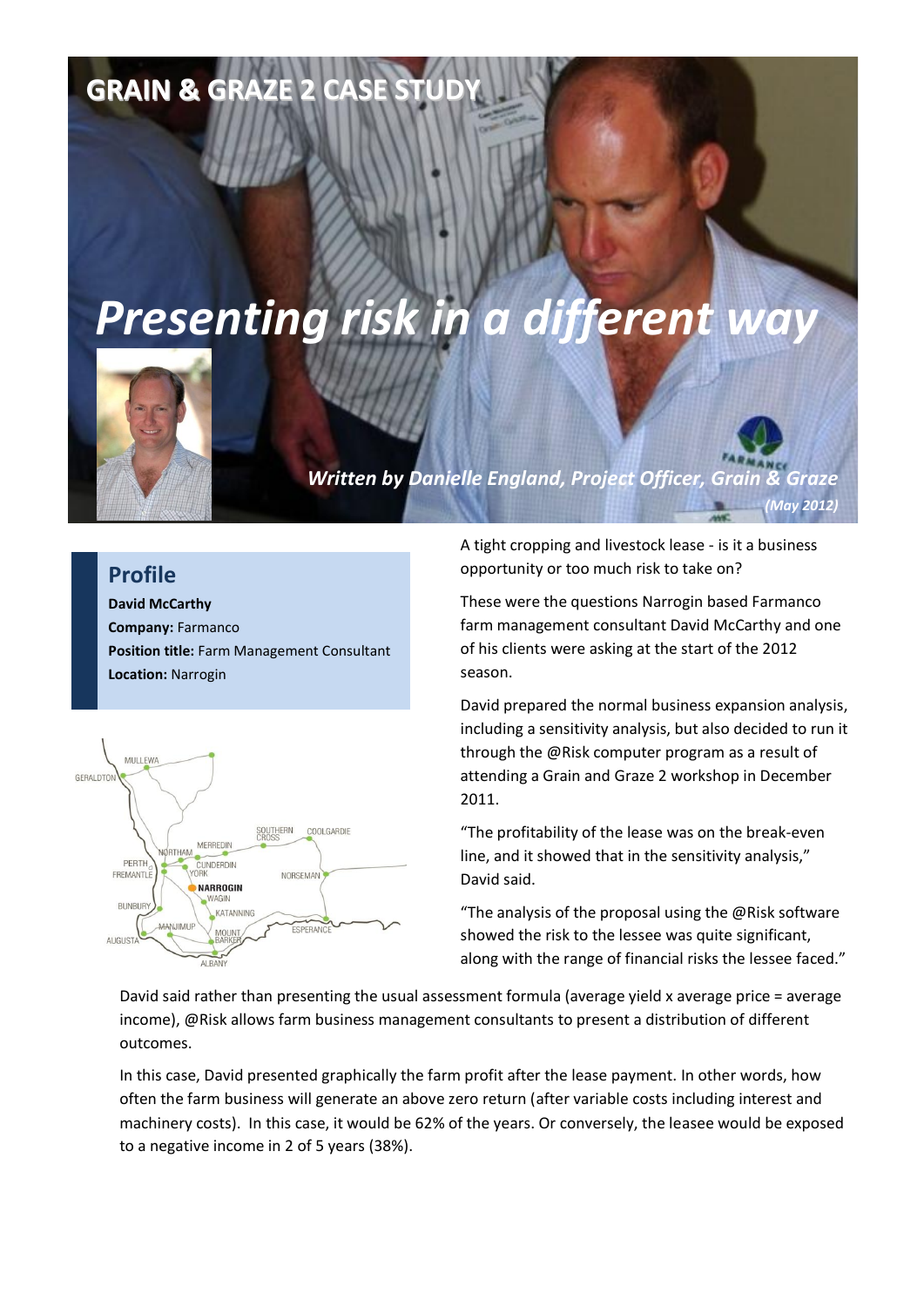GRAIN & GRAZE 2 CASE STUDY

# Presenting risk in a different way

*Written by Danielle England, Project Officer, Grain & Graze*

*(May 2012)*

## Profile

**David McCarthy**
**Company:** Farmanco
**Position title:** Farm Management Consultant
**Location:** Narrogin

A tight cropping and livestock lease - is it a business opportunity or too much risk to take on?

These were the questions Narrogin based Farmanco farm management consultant David McCarthy and one of his clients were asking at the start of the 2012 season.

David prepared the normal business expansion analysis, including a sensitivity analysis, but also decided to run it through the @Risk computer program as a result of attending a Grain and Graze 2 workshop in December 2011.

"The profitability of the lease was on the break-even line, and it showed that in the sensitivity analysis," David said.

"The analysis of the proposal using the @Risk software showed the risk to the lessee was quite significant, along with the range of financial risks the lessee faced."

David said rather than presenting the usual assessment formula (average yield x average price = average income), @Risk allows farm business management consultants to present a distribution of different outcomes.

In this case, David presented graphically the farm profit after the lease payment. In other words, how often the farm business will generate an above zero return (after variable costs including interest and machinery costs). In this case, it would be 62% of the years. Or conversely, the leasee would be exposed to a negative income in 2 of 5 years (38%).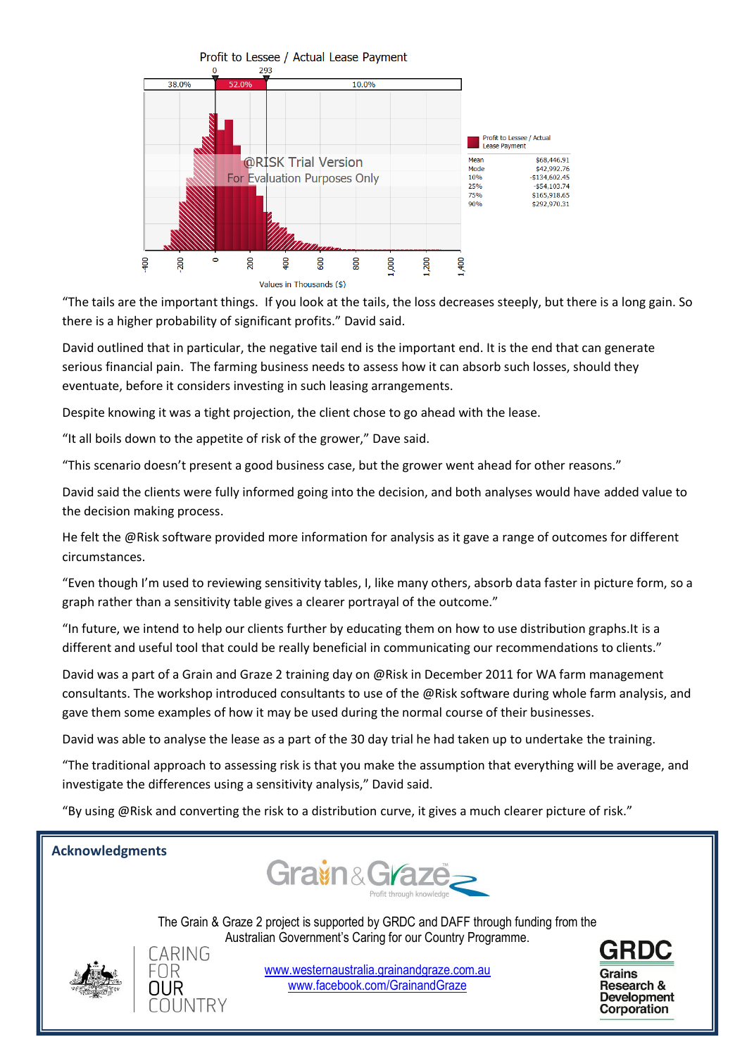Profit to Lessee / Actual Lease Payment

0 293

38.0% 52.0% 10.0%

@RISK Trial Version
For Evaluation Purposes Only

-400 -200 0 200 400 600 800 1,000 1,200 1,400

Values in Thousands ($)

Profit to Lessee / Actual Lease Payment

Mean $68,446.91
Mode $42,992.76
10% -$134,602.45
25% -$54,103.74
75% $165,918.65
90% $292,970.31

"The tails are the important things. If you look at the tails, the loss decreases steeply, but there is a long gain. So there is a higher probability of significant profits." David said.

David outlined that in particular, the negative tail end is the important end. It is the end that can generate serious financial pain. The farming business needs to assess how it can absorb such losses, should they eventuate, before it considers investing in such leasing arrangements.

Despite knowing it was a tight projection, the client chose to go ahead with the lease.

"It all boils down to the appetite of risk of the grower," Dave said.

"This scenario doesn't present a good business case, but the grower went ahead for other reasons."

David said the clients were fully informed going into the decision, and both analyses would have added value to the decision making process.

He felt the @Risk software provided more information for analysis as it gave a range of outcomes for different circumstances.

"Even though I'm used to reviewing sensitivity tables, I, like many others, absorb data faster in picture form, so a graph rather than a sensitivity table gives a clearer portrayal of the outcome."

"In future, we intend to help our clients further by educating them on how to use distribution graphs.It is a different and useful tool that could be really beneficial in communicating our recommendations to clients."

David was a part of a Grain and Graze 2 training day on @Risk in December 2011 for WA farm management consultants. The workshop introduced consultants to use of the @Risk software during whole farm analysis, and gave them some examples of how it may be used during the normal course of their businesses.

David was able to analyse the lease as a part of the 30 day trial he had taken up to undertake the training.

"The traditional approach to assessing risk is that you make the assumption that everything will be average, and investigate the differences using a sensitivity analysis," David said.

"By using @Risk and converting the risk to a distribution curve, it gives a much clearer picture of risk."

**Acknowledgments**

Grain & Graze — Profit through knowledge

The Grain & Graze 2 project is supported by GRDC and DAFF through funding from the Australian Government's Caring for our Country Programme.

CARING FOR OUR COUNTRY

www.westernaustralia.grainandgraze.com.au
www.facebook.com/GrainandGraze

GRDC Grains Research & Development Corporation